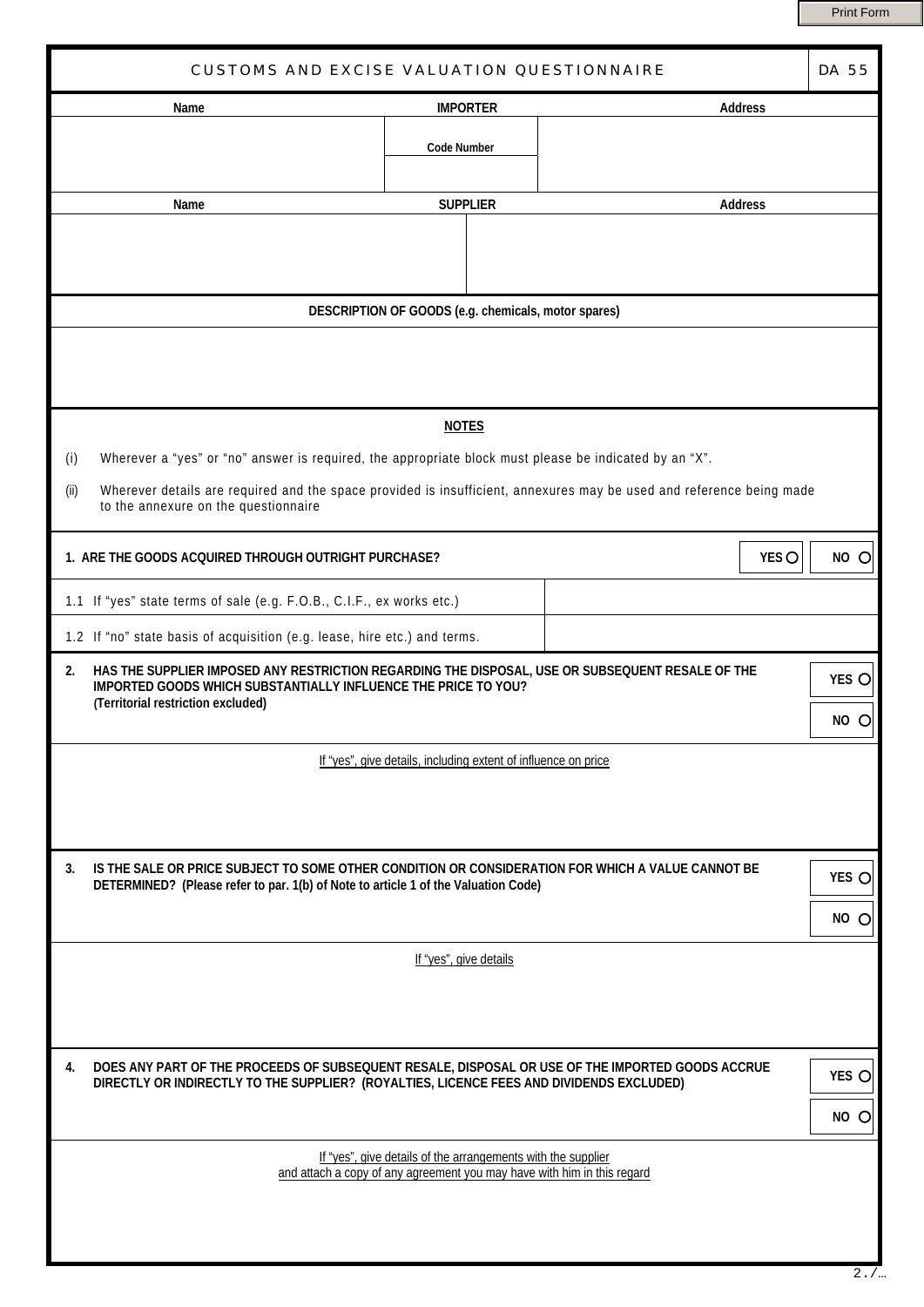# CUSTOMS AND EXCISE VALUATION QUESTIONNAIRE

DA 55

| IMPORTER | | |
|---|---|---|
| Name | Code Number | Address |
| | | |

| SUPPLIER | |
|---|---|
| Name | Address |
| | |

**DESCRIPTION OF GOODS (e.g. chemicals, motor spares)**

**NOTES**

(i) Wherever a "yes" or "no" answer is required, the appropriate block must please be indicated by an "X".

(ii) Wherever details are required and the space provided is insufficient, annexures may be used and reference being made to the annexure on the questionnaire

**1. ARE THE GOODS ACQUIRED THROUGH OUTRIGHT PURCHASE?** YES ○ NO ○

| | |
|---|---|
| 1.1 If "yes" state terms of sale (e.g. F.O.B., C.I.F., ex works etc.) | |
| 1.2 If "no" state basis of acquisition (e.g. lease, hire etc.) and terms. | |

**2. HAS THE SUPPLIER IMPOSED ANY RESTRICTION REGARDING THE DISPOSAL, USE OR SUBSEQUENT RESALE OF THE IMPORTED GOODS WHICH SUBSTANTIALLY INFLUENCE THE PRICE TO YOU? (Territorial restriction excluded)** YES ○ NO ○

If "yes", give details, including extent of influence on price

**3. IS THE SALE OR PRICE SUBJECT TO SOME OTHER CONDITION OR CONSIDERATION FOR WHICH A VALUE CANNOT BE DETERMINED? (Please refer to par. 1(b) of Note to article 1 of the Valuation Code)** YES ○ NO ○

If "yes", give details

**4. DOES ANY PART OF THE PROCEEDS OF SUBSEQUENT RESALE, DISPOSAL OR USE OF THE IMPORTED GOODS ACCRUE DIRECTLY OR INDIRECTLY TO THE SUPPLIER? (ROYALTIES, LICENCE FEES AND DIVIDENDS EXCLUDED)** YES ○ NO ○

If "yes", give details of the arrangements with the supplier and attach a copy of any agreement you may have with him in this regard

2./…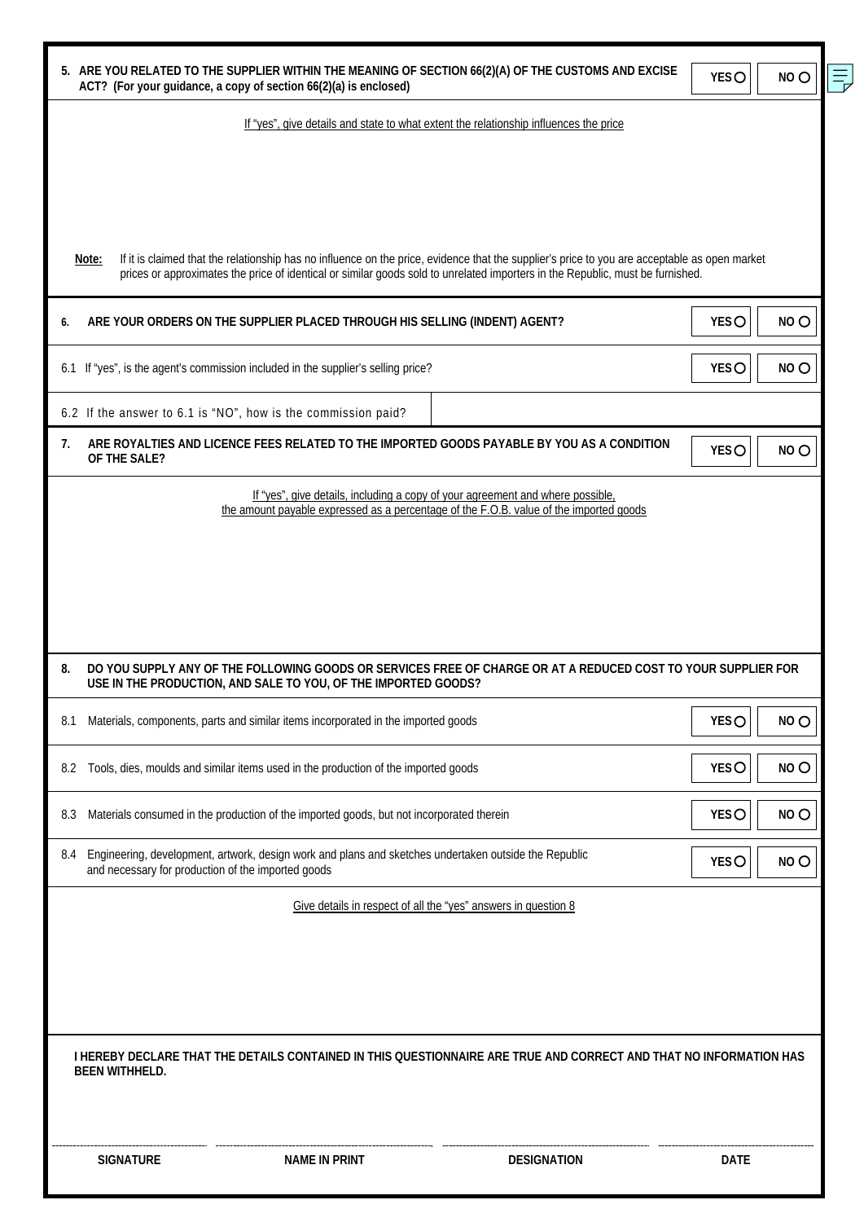**5. ARE YOU RELATED TO THE SUPPLIER WITHIN THE MEANING OF SECTION 66(2)(A) OF THE CUSTOMS AND EXCISE ACT? (For your guidance, a copy of section 66(2)(a) is enclosed)** **YES** ○ **NO** ○

If "yes", give details and state to what extent the relationship influences the price

**Note:** If it is claimed that the relationship has no influence on the price, evidence that the supplier's price to you are acceptable as open market prices or approximates the price of identical or similar goods sold to unrelated importers in the Republic, must be furnished.

**6. ARE YOUR ORDERS ON THE SUPPLIER PLACED THROUGH HIS SELLING (INDENT) AGENT?** **YES** ○ **NO** ○

6.1 If "yes", is the agent's commission included in the supplier's selling price? **YES** ○ **NO** ○

6.2 If the answer to 6.1 is "NO", how is the commission paid?

**7. ARE ROYALTIES AND LICENCE FEES RELATED TO THE IMPORTED GOODS PAYABLE BY YOU AS A CONDITION OF THE SALE?** **YES** ○ **NO** ○

If "yes", give details, including a copy of your agreement and where possible, the amount payable expressed as a percentage of the F.O.B. value of the imported goods

**8. DO YOU SUPPLY ANY OF THE FOLLOWING GOODS OR SERVICES FREE OF CHARGE OR AT A REDUCED COST TO YOUR SUPPLIER FOR USE IN THE PRODUCTION, AND SALE TO YOU, OF THE IMPORTED GOODS?**

8.1 Materials, components, parts and similar items incorporated in the imported goods **YES** ○ **NO** ○

8.2 Tools, dies, moulds and similar items used in the production of the imported goods **YES** ○ **NO** ○

8.3 Materials consumed in the production of the imported goods, but not incorporated therein **YES** ○ **NO** ○

8.4 Engineering, development, artwork, design work and plans and sketches undertaken outside the Republic and necessary for production of the imported goods **YES** ○ **NO** ○

Give details in respect of all the "yes" answers in question 8

**I HEREBY DECLARE THAT THE DETAILS CONTAINED IN THIS QUESTIONNAIRE ARE TRUE AND CORRECT AND THAT NO INFORMATION HAS BEEN WITHHELD.**

| ---------------------------- | ---------------------------- | ---------------------------- | ---------------------------- |
|---|---|---|---|
| **SIGNATURE** | **NAME IN PRINT** | **DESIGNATION** | **DATE** |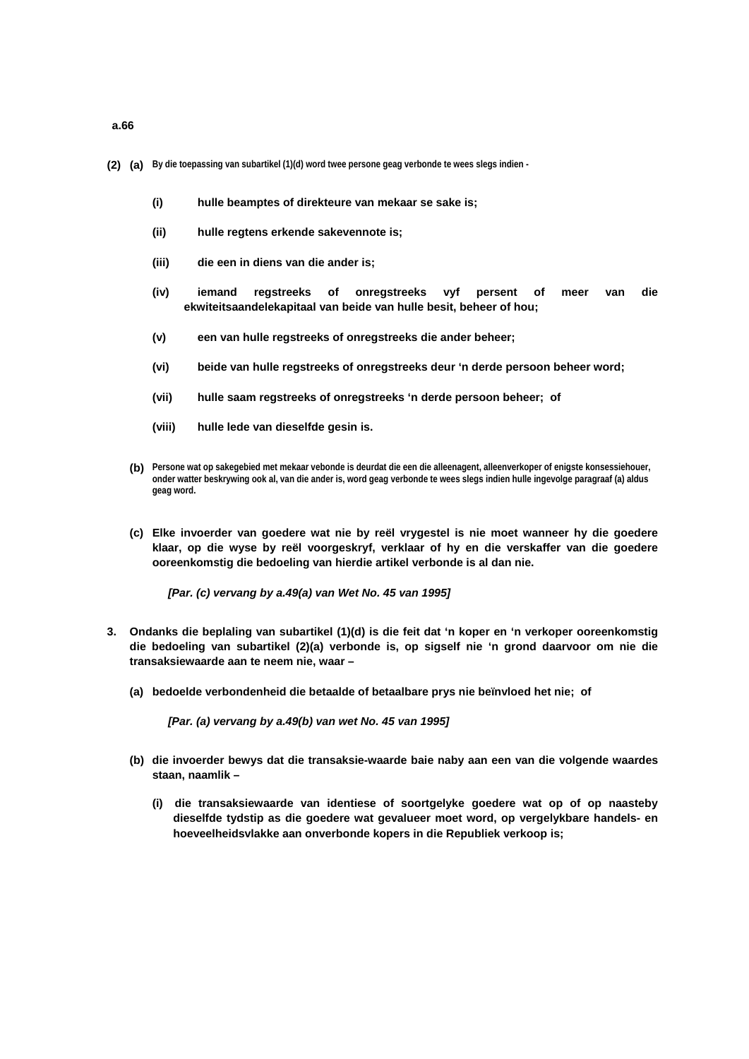**a.66**

**(2) (a)** By die toepassing van subartikel (1)(d) word twee persone geag verbonde te wees slegs indien -

**(i)** hulle beamptes of direkteure van mekaar se sake is;

**(ii)** hulle regtens erkende sakevennote is;

**(iii)** die een in diens van die ander is;

**(iv)** iemand regstreeks of onregstreeks vyf persent of meer van die ekwiteitsaandelekapitaal van beide van hulle besit, beheer of hou;

**(v)** een van hulle regstreeks of onregstreeks die ander beheer;

**(vi)** beide van hulle regstreeks of onregstreeks deur 'n derde persoon beheer word;

**(vii)** hulle saam regstreeks of onregstreeks 'n derde persoon beheer; of

**(viii)** hulle lede van dieselfde gesin is.

**(b)** Persone wat op sakegebied met mekaar vebonde is deurdat die een die alleenagent, alleenverkoper of enigste konsessiehouer, onder watter beskrywing ook al, van die ander is, word geag verbonde te wees slegs indien hulle ingevolge paragraaf (a) aldus geag word.

**(c)** Elke invoerder van goedere wat nie by reël vrygestel is nie moet wanneer hy die goedere klaar, op die wyse by reël voorgeskryf, verklaar of hy en die verskaffer van die goedere ooreenkomstig die bedoeling van hierdie artikel verbonde is al dan nie.

*[Par. (c) vervang by a.49(a) van Wet No. 45 van 1995]*

**3.** Ondanks die beplaling van subartikel (1)(d) is die feit dat 'n koper en 'n verkoper ooreenkomstig die bedoeling van subartikel (2)(a) verbonde is, op sigself nie 'n grond daarvoor om nie die transaksiewaarde aan te neem nie, waar –

**(a)** bedoelde verbondenheid die betaalde of betaalbare prys nie beïnvloed het nie; of

*[Par. (a) vervang by a.49(b) van wet No. 45 van 1995]*

**(b)** die invoerder bewys dat die transaksie-waarde baie naby aan een van die volgende waardes staan, naamlik –

**(i)** die transaksiewaarde van identiese of soortgelyke goedere wat op of op naasteby dieselfde tydstip as die goedere wat gevalueer moet word, op vergelykbare handels- en hoeveelheidsvlakke aan onverbonde kopers in die Republiek verkoop is;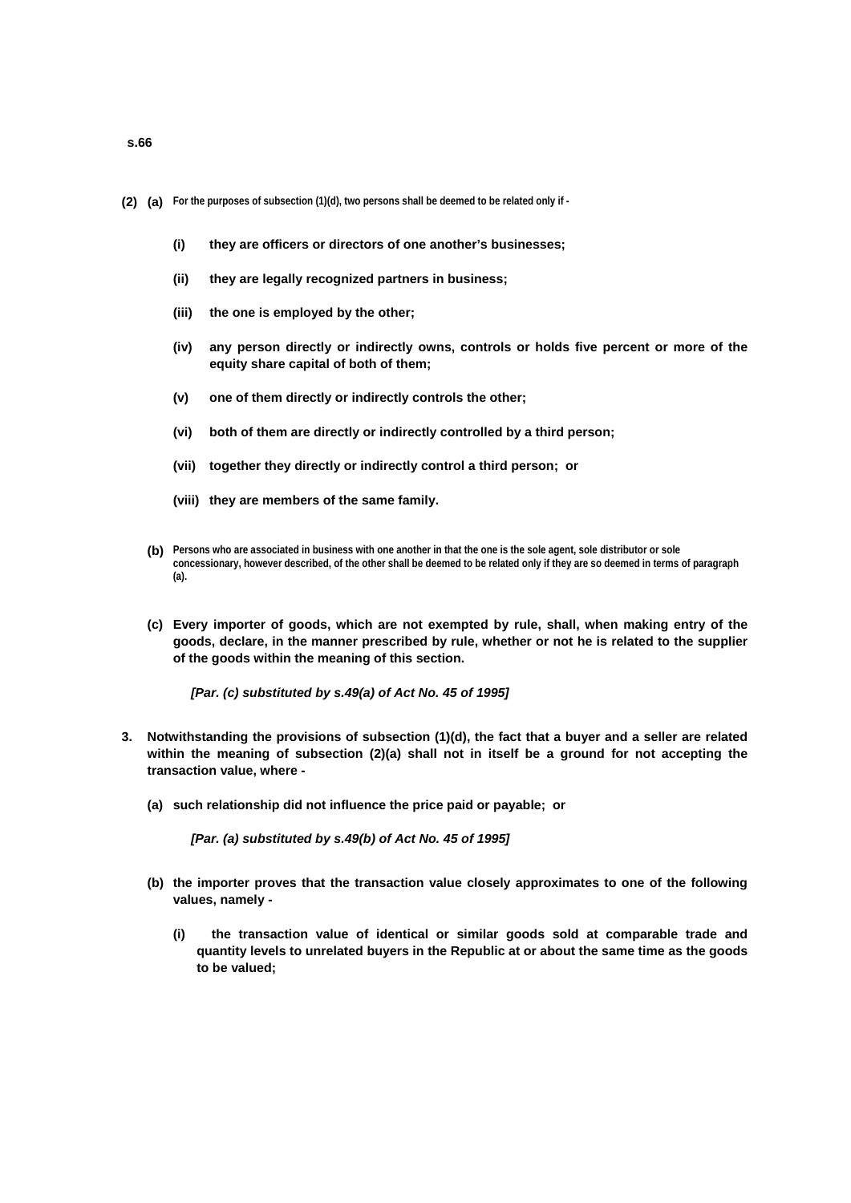s.66

(2) (a) For the purposes of subsection (1)(d), two persons shall be deemed to be related only if -

(i) they are officers or directors of one another's businesses;

(ii) they are legally recognized partners in business;

(iii) the one is employed by the other;

(iv) any person directly or indirectly owns, controls or holds five percent or more of the equity share capital of both of them;

(v) one of them directly or indirectly controls the other;

(vi) both of them are directly or indirectly controlled by a third person;

(vii) together they directly or indirectly control a third person; or

(viii) they are members of the same family.

(b) Persons who are associated in business with one another in that the one is the sole agent, sole distributor or sole concessionary, however described, of the other shall be deemed to be related only if they are so deemed in terms of paragraph (a).

(c) Every importer of goods, which are not exempted by rule, shall, when making entry of the goods, declare, in the manner prescribed by rule, whether or not he is related to the supplier of the goods within the meaning of this section.

*[Par. (c) substituted by s.49(a) of Act No. 45 of 1995]*

3. Notwithstanding the provisions of subsection (1)(d), the fact that a buyer and a seller are related within the meaning of subsection (2)(a) shall not in itself be a ground for not accepting the transaction value, where -

(a) such relationship did not influence the price paid or payable; or

*[Par. (a) substituted by s.49(b) of Act No. 45 of 1995]*

(b) the importer proves that the transaction value closely approximates to one of the following values, namely -

(i) the transaction value of identical or similar goods sold at comparable trade and quantity levels to unrelated buyers in the Republic at or about the same time as the goods to be valued;